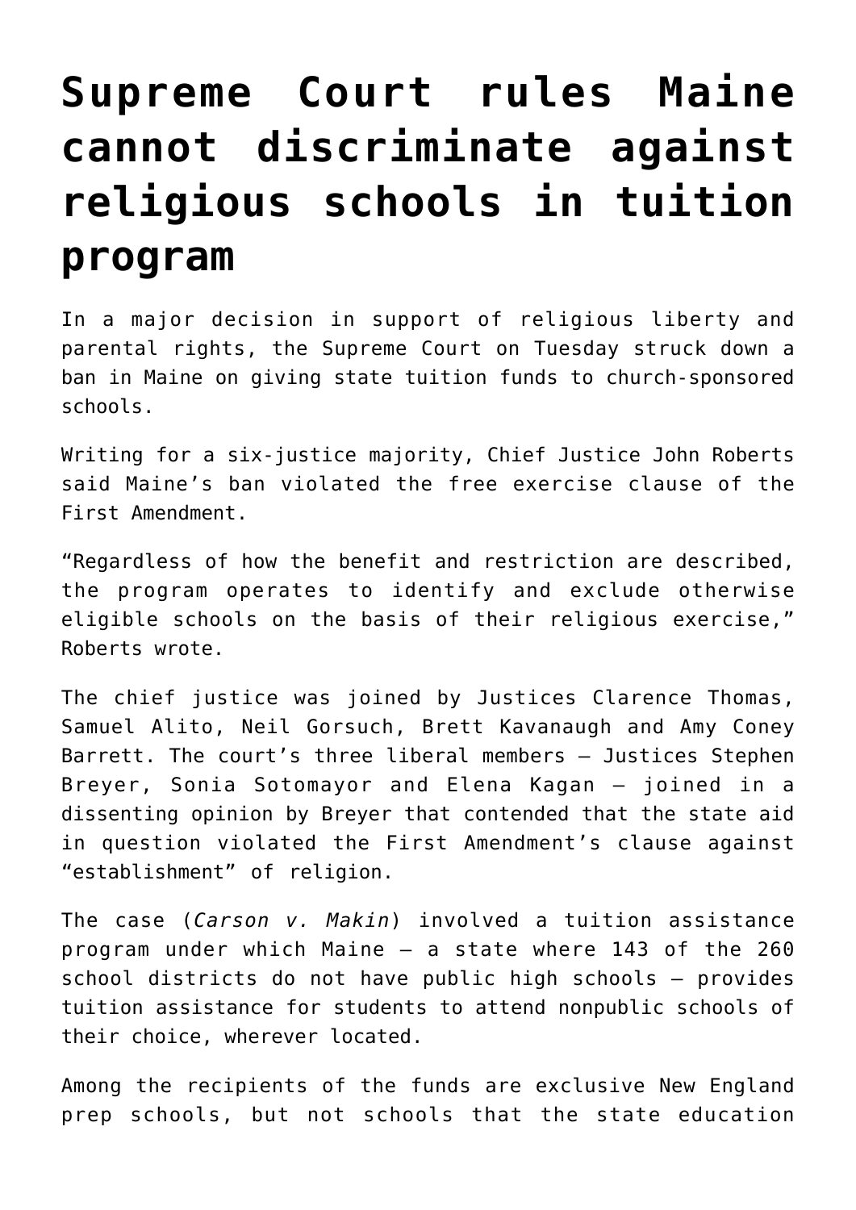# Supreme Court rules Maine cannot discriminate against religious schools in tuition program

In a major decision in support of religious liberty and parental rights, the Supreme Court on Tuesday struck down a ban in Maine on giving state tuition funds to church-sponsored schools.

Writing for a six-justice majority, Chief Justice John Roberts said Maine's ban violated the free exercise clause of the First Amendment.

"Regardless of how the benefit and restriction are described, the program operates to identify and exclude otherwise eligible schools on the basis of their religious exercise," Roberts wrote.

The chief justice was joined by Justices Clarence Thomas, Samuel Alito, Neil Gorsuch, Brett Kavanaugh and Amy Coney Barrett. The court's three liberal members – Justices Stephen Breyer, Sonia Sotomayor and Elena Kagan – joined in a dissenting opinion by Breyer that contended that the state aid in question violated the First Amendment's clause against "establishment" of religion.

The case (*Carson v. Makin*) involved a tuition assistance program under which Maine – a state where 143 of the 260 school districts do not have public high schools – provides tuition assistance for students to attend nonpublic schools of their choice, wherever located.

Among the recipients of the funds are exclusive New England prep schools, but not schools that the state education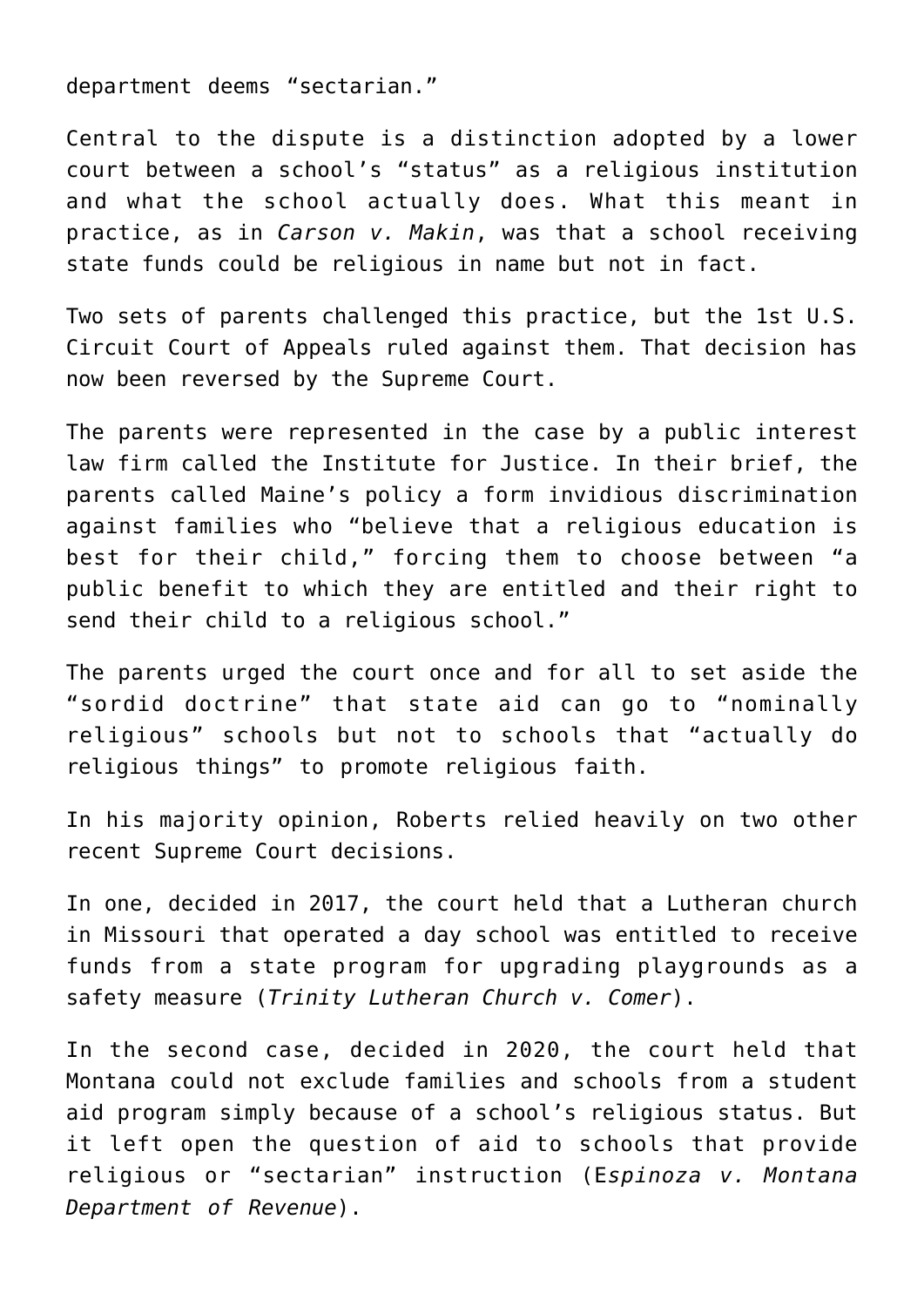department deems "sectarian."

Central to the dispute is a distinction adopted by a lower court between a school's "status" as a religious institution and what the school actually does. What this meant in practice, as in *Carson v. Makin*, was that a school receiving state funds could be religious in name but not in fact.

Two sets of parents challenged this practice, but the 1st U.S. Circuit Court of Appeals ruled against them. That decision has now been reversed by the Supreme Court.

The parents were represented in the case by a public interest law firm called the Institute for Justice. In their brief, the parents called Maine's policy a form invidious discrimination against families who "believe that a religious education is best for their child," forcing them to choose between "a public benefit to which they are entitled and their right to send their child to a religious school."

The parents urged the court once and for all to set aside the "sordid doctrine" that state aid can go to "nominally religious" schools but not to schools that "actually do religious things" to promote religious faith.

In his majority opinion, Roberts relied heavily on two other recent Supreme Court decisions.

In one, decided in 2017, the court held that a Lutheran church in Missouri that operated a day school was entitled to receive funds from a state program for upgrading playgrounds as a safety measure (*Trinity Lutheran Church v. Comer*).

In the second case, decided in 2020, the court held that Montana could not exclude families and schools from a student aid program simply because of a school's religious status. But it left open the question of aid to schools that provide religious or "sectarian" instruction (E*spinoza v. Montana Department of Revenue*).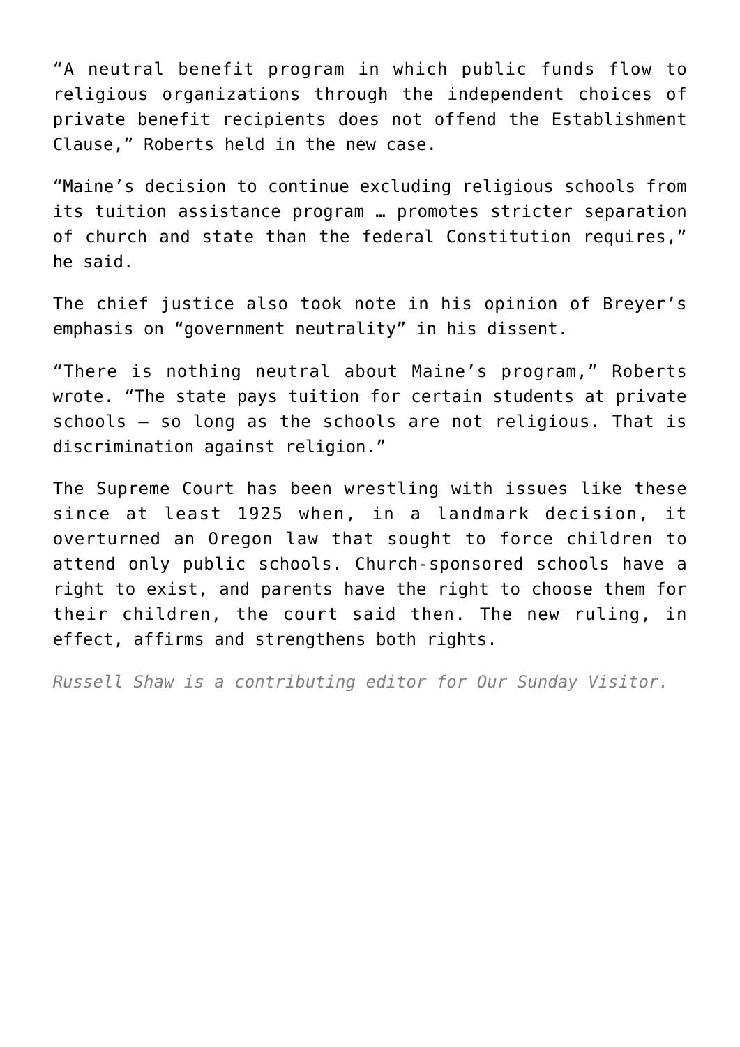"A neutral benefit program in which public funds flow to religious organizations through the independent choices of private benefit recipients does not offend the Establishment Clause," Roberts held in the new case.

"Maine's decision to continue excluding religious schools from its tuition assistance program … promotes stricter separation of church and state than the federal Constitution requires," he said.

The chief justice also took note in his opinion of Breyer's emphasis on "government neutrality" in his dissent.

"There is nothing neutral about Maine's program," Roberts wrote. "The state pays tuition for certain students at private schools — so long as the schools are not religious. That is discrimination against religion."

The Supreme Court has been wrestling with issues like these since at least 1925 when, in a landmark decision, it overturned an Oregon law that sought to force children to attend only public schools. Church-sponsored schools have a right to exist, and parents have the right to choose them for their children, the court said then. The new ruling, in effect, affirms and strengthens both rights.

*Russell Shaw is a contributing editor for Our Sunday Visitor.*